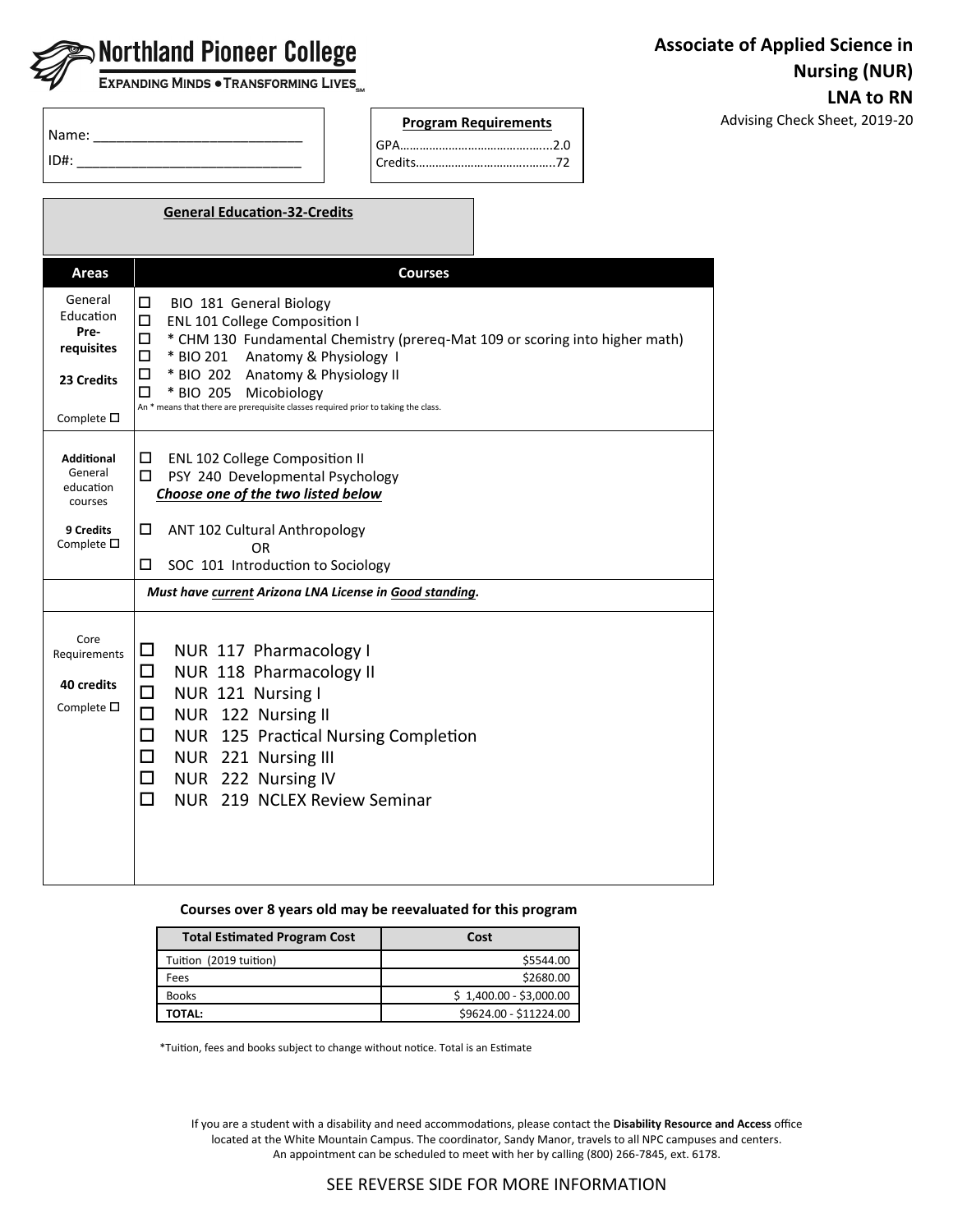# Northland Pioneer College

EXPANDING MINDS • TRANSFORMING LIVES

## Associate of Applied Science in Nursing (NUR)
## LNA to RN

Advising Check Sheet, 2019-20

Name: ____________________________

ID#: ______________________________

**Program Requirements**

GPA……………………………………..2.0
Credits……………………………………72

**General Education-32-Credits**

| Areas | Courses |
|---|---|
| General Education **Pre-requisites** **23 Credits** Complete ☐ | ☐ BIO 181 General Biology<br>☐ ENL 101 College Composition I<br>☐ * CHM 130 Fundamental Chemistry (prereq-Mat 109 or scoring into higher math)<br>☐ * BIO 201 Anatomy & Physiology I<br>☐ * BIO 202 Anatomy & Physiology II<br>☐ * BIO 205 Micobiology<br>An * means that there are prerequisite classes required prior to taking the class. |
| **Additional** General education courses **9 Credits** Complete ☐ | ☐ ENL 102 College Composition II<br>☐ PSY 240 Developmental Psychology<br>***Choose one of the two listed below***<br>☐ ANT 102 Cultural Anthropology<br>OR<br>☐ SOC 101 Introduction to Sociology |
| | ***Must have current Arizona LNA License in Good standing.*** |
| Core Requirements **40 credits** Complete ☐ | ☐ NUR 117 Pharmacology I<br>☐ NUR 118 Pharmacology II<br>☐ NUR 121 Nursing I<br>☐ NUR 122 Nursing II<br>☐ NUR 125 Practical Nursing Completion<br>☐ NUR 221 Nursing III<br>☐ NUR 222 Nursing IV<br>☐ NUR 219 NCLEX Review Seminar |

**Courses over 8 years old may be reevaluated for this program**

| Total Estimated Program Cost | Cost |
|---|---|
| Tuition (2019 tuition) | $5544.00 |
| Fees | $2680.00 |
| Books | $ 1,400.00 - $3,000.00 |
| **TOTAL:** | $9624.00 - $11224.00 |

*Tuition, fees and books subject to change without notice. Total is an Estimate

If you are a student with a disability and need accommodations, please contact the **Disability Resource and Access** office located at the White Mountain Campus. The coordinator, Sandy Manor, travels to all NPC campuses and centers. An appointment can be scheduled to meet with her by calling (800) 266-7845, ext. 6178.

SEE REVERSE SIDE FOR MORE INFORMATION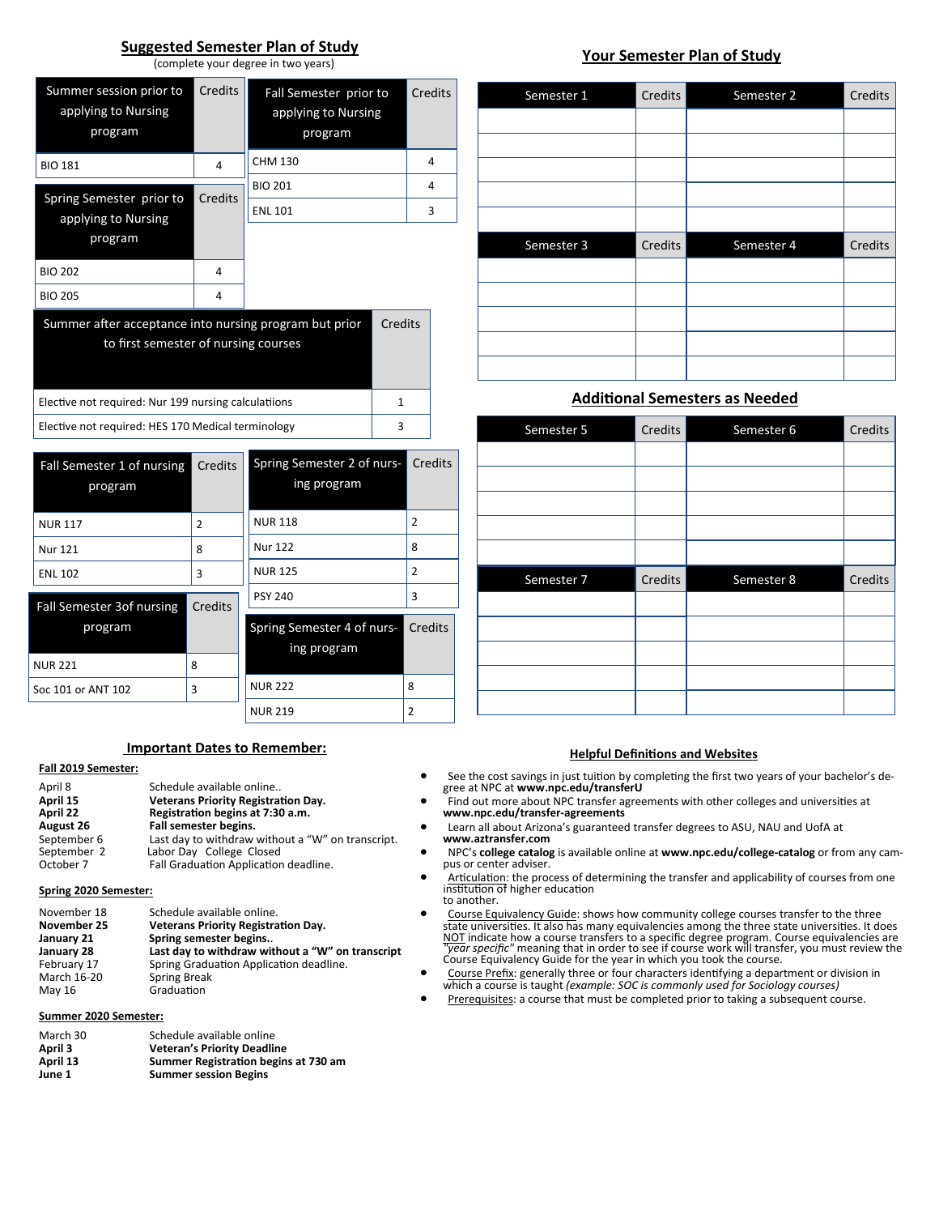## Suggested Semester Plan of Study

(complete your degree in two years)

| Summer session prior to applying to Nursing program | Credits |
|---|---|
| BIO 181 | 4 |

| Fall Semester prior to applying to Nursing program | Credits |
|---|---|
| CHM 130 | 4 |
| BIO 201 | 4 |
| ENL 101 | 3 |

| Spring Semester prior to applying to Nursing program | Credits |
|---|---|
| BIO 202 | 4 |
| BIO 205 | 4 |

| Summer after acceptance into nursing program but prior to first semester of nursing courses | Credits |
|---|---|
| Elective not required: Nur 199 nursing calculations | 1 |
| Elective not required: HES 170 Medical terminology | 3 |

| Fall Semester 1 of nursing program | Credits |
|---|---|
| NUR 117 | 2 |
| Nur 121 | 8 |
| ENL 102 | 3 |

| Spring Semester 2 of nursing program | Credits |
|---|---|
| NUR 118 | 2 |
| Nur 122 | 8 |
| NUR 125 | 2 |
| PSY 240 | 3 |

| Fall Semester 3of nursing program | Credits |
|---|---|
| NUR 221 | 8 |
| Soc 101 or ANT 102 | 3 |

| Spring Semester 4 of nursing program | Credits |
|---|---|
| NUR 222 | 8 |
| NUR 219 | 2 |

## Your Semester Plan of Study

| Semester 1 | Credits | Semester 2 | Credits |
|---|---|---|---|
| | | | |
| | | | |
| | | | |
| | | | |
| | | | |

| Semester 3 | Credits | Semester 4 | Credits |
|---|---|---|---|
| | | | |
| | | | |
| | | | |
| | | | |
| | | | |

## Additional Semesters as Needed

| Semester 5 | Credits | Semester 6 | Credits |
|---|---|---|---|
| | | | |
| | | | |
| | | | |
| | | | |
| | | | |

| Semester 7 | Credits | Semester 8 | Credits |
|---|---|---|---|
| | | | |
| | | | |
| | | | |
| | | | |
| | | | |

## Important Dates to Remember:

**Fall 2019 Semester:**

| | |
|---|---|
| April 8 | Schedule available online.. |
| **April 15** | **Veterans Priority Registration Day.** |
| **April 22** | **Registration begins at 7:30 a.m.** |
| **August 26** | **Fall semester begins.** |
| September 6 | Last day to withdraw without a "W" on transcript. |
| September 2 | Labor Day College Closed |
| October 7 | Fall Graduation Application deadline. |

**Spring 2020 Semester:**

| | |
|---|---|
| November 18 | Schedule available online. |
| **November 25** | **Veterans Priority Registration Day.** |
| **January 21** | **Spring semester begins..** |
| **January 28** | **Last day to withdraw without a "W" on transcript** |
| February 17 | Spring Graduation Application deadline. |
| March 16-20 | Spring Break |
| May 16 | Graduation |

**Summer 2020 Semester:**

| | |
|---|---|
| March 30 | Schedule available online |
| **April 3** | **Veteran's Priority Deadline** |
| **April 13** | **Summer Registration begins at 730 am** |
| **June 1** | **Summer session Begins** |

## Helpful Definitions and Websites

- See the cost savings in just tuition by completing the first two years of your bachelor's degree at NPC at **www.npc.edu/transferU**
- Find out more about NPC transfer agreements with other colleges and universities at **www.npc.edu/transfer-agreements**
- Learn all about Arizona's guaranteed transfer degrees to ASU, NAU and UofA at **www.aztransfer.com**
- NPC's **college catalog** is available online at **www.npc.edu/college-catalog** or from any campus or center adviser.
- Articulation: the process of determining the transfer and applicability of courses from one institution of higher education to another.
- Course Equivalency Guide: shows how community college courses transfer to the three state universities. It also has many equivalencies among the three state universities. It does NOT indicate how a course transfers to a specific degree program. Course equivalencies are *"year specific"* meaning that in order to see if course work will transfer, you must review the Course Equivalency Guide for the year in which you took the course.
- Course Prefix: generally three or four characters identifying a department or division in which a course is taught *(example: SOC is commonly used for Sociology courses)*
- Prerequisites: a course that must be completed prior to taking a subsequent course.